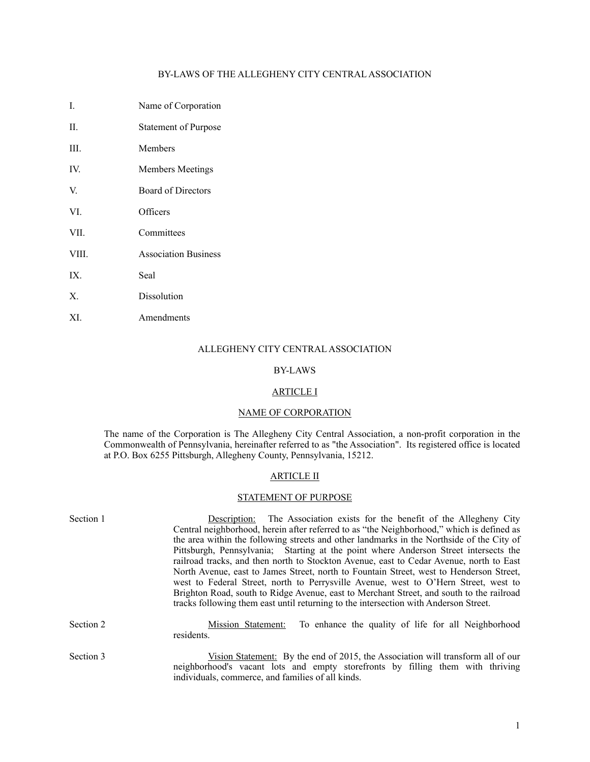# BY-LAWS OF THE ALLEGHENY CITY CENTRAL ASSOCIATION

| | |
|---|---|
| I. | Name of Corporation |
| II. | Statement of Purpose |
| III. | Members |
| IV. | Members Meetings |
| V. | Board of Directors |
| VI. | Officers |
| VII. | Committees |
| VIII. | Association Business |
| IX. | Seal |
| X. | Dissolution |
| XI. | Amendments |

## ALLEGHENY CITY CENTRAL ASSOCIATION

## BY-LAWS

### ARTICLE I

### NAME OF CORPORATION

The name of the Corporation is The Allegheny City Central Association, a non-profit corporation in the Commonwealth of Pennsylvania, hereinafter referred to as "the Association". Its registered office is located at P.O. Box 6255 Pittsburgh, Allegheny County, Pennsylvania, 15212.

### ARTICLE II

### STATEMENT OF PURPOSE

Section 1 — Description: The Association exists for the benefit of the Allegheny City Central neighborhood, herein after referred to as "the Neighborhood," which is defined as the area within the following streets and other landmarks in the Northside of the City of Pittsburgh, Pennsylvania; Starting at the point where Anderson Street intersects the railroad tracks, and then north to Stockton Avenue, east to Cedar Avenue, north to East North Avenue, east to James Street, north to Fountain Street, west to Henderson Street, west to Federal Street, north to Perrysville Avenue, west to O'Hern Street, west to Brighton Road, south to Ridge Avenue, east to Merchant Street, and south to the railroad tracks following them east until returning to the intersection with Anderson Street.

Section 2 — Mission Statement: To enhance the quality of life for all Neighborhood residents.

Section 3 — Vision Statement: By the end of 2015, the Association will transform all of our neighborhood's vacant lots and empty storefronts by filling them with thriving individuals, commerce, and families of all kinds.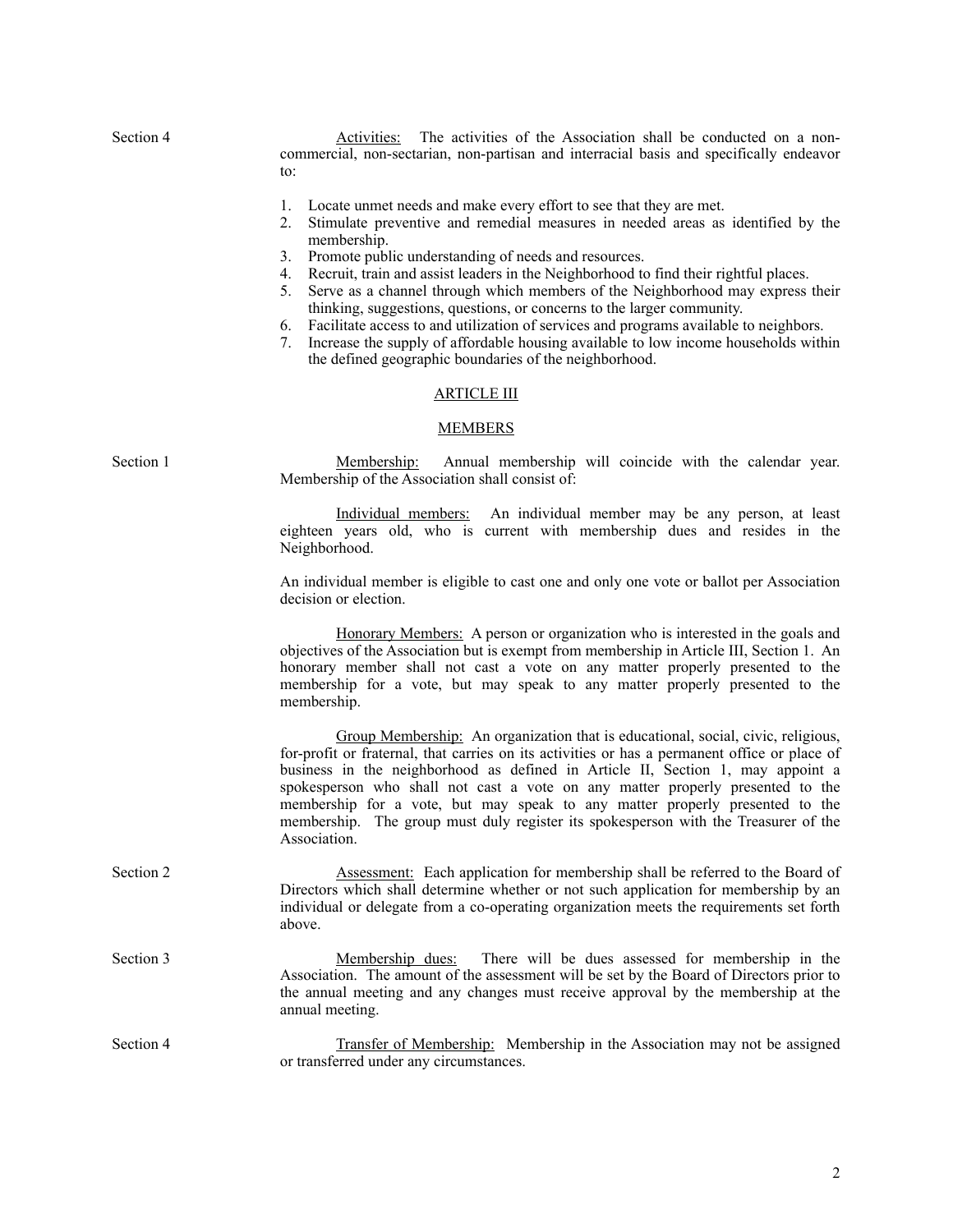Section 4 — Activities: The activities of the Association shall be conducted on a non-commercial, non-sectarian, non-partisan and interracial basis and specifically endeavor to:

1. Locate unmet needs and make every effort to see that they are met.
2. Stimulate preventive and remedial measures in needed areas as identified by the membership.
3. Promote public understanding of needs and resources.
4. Recruit, train and assist leaders in the Neighborhood to find their rightful places.
5. Serve as a channel through which members of the Neighborhood may express their thinking, suggestions, questions, or concerns to the larger community.
6. Facilitate access to and utilization of services and programs available to neighbors.
7. Increase the supply of affordable housing available to low income households within the defined geographic boundaries of the neighborhood.

## ARTICLE III

## MEMBERS

Section 1 — Membership: Annual membership will coincide with the calendar year. Membership of the Association shall consist of:

Individual members: An individual member may be any person, at least eighteen years old, who is current with membership dues and resides in the Neighborhood.

An individual member is eligible to cast one and only one vote or ballot per Association decision or election.

Honorary Members: A person or organization who is interested in the goals and objectives of the Association but is exempt from membership in Article III, Section 1. An honorary member shall not cast a vote on any matter properly presented to the membership for a vote, but may speak to any matter properly presented to the membership.

Group Membership: An organization that is educational, social, civic, religious, for-profit or fraternal, that carries on its activities or has a permanent office or place of business in the neighborhood as defined in Article II, Section 1, may appoint a spokesperson who shall not cast a vote on any matter properly presented to the membership for a vote, but may speak to any matter properly presented to the membership. The group must duly register its spokesperson with the Treasurer of the Association.

Section 2 — Assessment: Each application for membership shall be referred to the Board of Directors which shall determine whether or not such application for membership by an individual or delegate from a co-operating organization meets the requirements set forth above.

Section 3 — Membership dues: There will be dues assessed for membership in the Association. The amount of the assessment will be set by the Board of Directors prior to the annual meeting and any changes must receive approval by the membership at the annual meeting.

Section 4 — Transfer of Membership: Membership in the Association may not be assigned or transferred under any circumstances.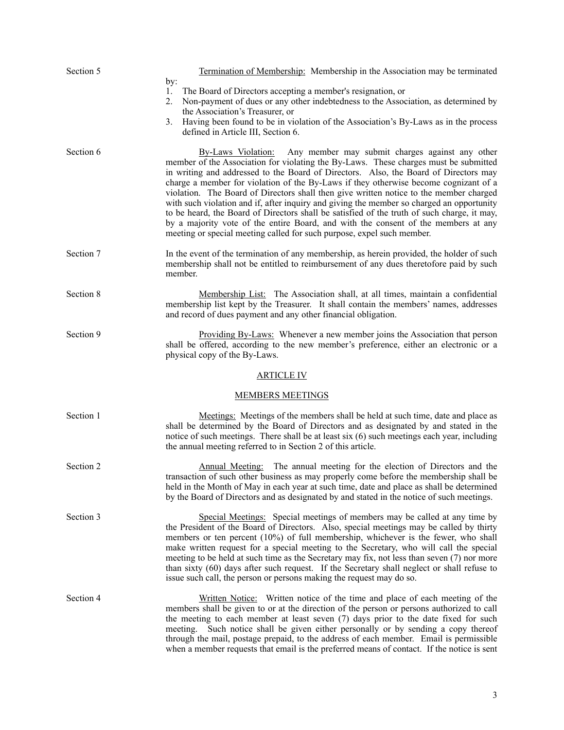**Section 5** — Termination of Membership: Membership in the Association may be terminated by:

1. The Board of Directors accepting a member's resignation, or
2. Non-payment of dues or any other indebtedness to the Association, as determined by the Association's Treasurer, or
3. Having been found to be in violation of the Association's By-Laws as in the process defined in Article III, Section 6.

**Section 6** — By-Laws Violation: Any member may submit charges against any other member of the Association for violating the By-Laws. These charges must be submitted in writing and addressed to the Board of Directors. Also, the Board of Directors may charge a member for violation of the By-Laws if they otherwise become cognizant of a violation. The Board of Directors shall then give written notice to the member charged with such violation and if, after inquiry and giving the member so charged an opportunity to be heard, the Board of Directors shall be satisfied of the truth of such charge, it may, by a majority vote of the entire Board, and with the consent of the members at any meeting or special meeting called for such purpose, expel such member.

**Section 7** — In the event of the termination of any membership, as herein provided, the holder of such membership shall not be entitled to reimbursement of any dues theretofore paid by such member.

**Section 8** — Membership List: The Association shall, at all times, maintain a confidential membership list kept by the Treasurer. It shall contain the members' names, addresses and record of dues payment and any other financial obligation.

**Section 9** — Providing By-Laws: Whenever a new member joins the Association that person shall be offered, according to the new member's preference, either an electronic or a physical copy of the By-Laws.

## ARTICLE IV

## MEMBERS MEETINGS

**Section 1** — Meetings: Meetings of the members shall be held at such time, date and place as shall be determined by the Board of Directors and as designated by and stated in the notice of such meetings. There shall be at least six (6) such meetings each year, including the annual meeting referred to in Section 2 of this article.

**Section 2** — Annual Meeting: The annual meeting for the election of Directors and the transaction of such other business as may properly come before the membership shall be held in the Month of May in each year at such time, date and place as shall be determined by the Board of Directors and as designated by and stated in the notice of such meetings.

**Section 3** — Special Meetings: Special meetings of members may be called at any time by the President of the Board of Directors. Also, special meetings may be called by thirty members or ten percent (10%) of full membership, whichever is the fewer, who shall make written request for a special meeting to the Secretary, who will call the special meeting to be held at such time as the Secretary may fix, not less than seven (7) nor more than sixty (60) days after such request. If the Secretary shall neglect or shall refuse to issue such call, the person or persons making the request may do so.

**Section 4** — Written Notice: Written notice of the time and place of each meeting of the members shall be given to or at the direction of the person or persons authorized to call the meeting to each member at least seven (7) days prior to the date fixed for such meeting. Such notice shall be given either personally or by sending a copy thereof through the mail, postage prepaid, to the address of each member. Email is permissible when a member requests that email is the preferred means of contact. If the notice is sent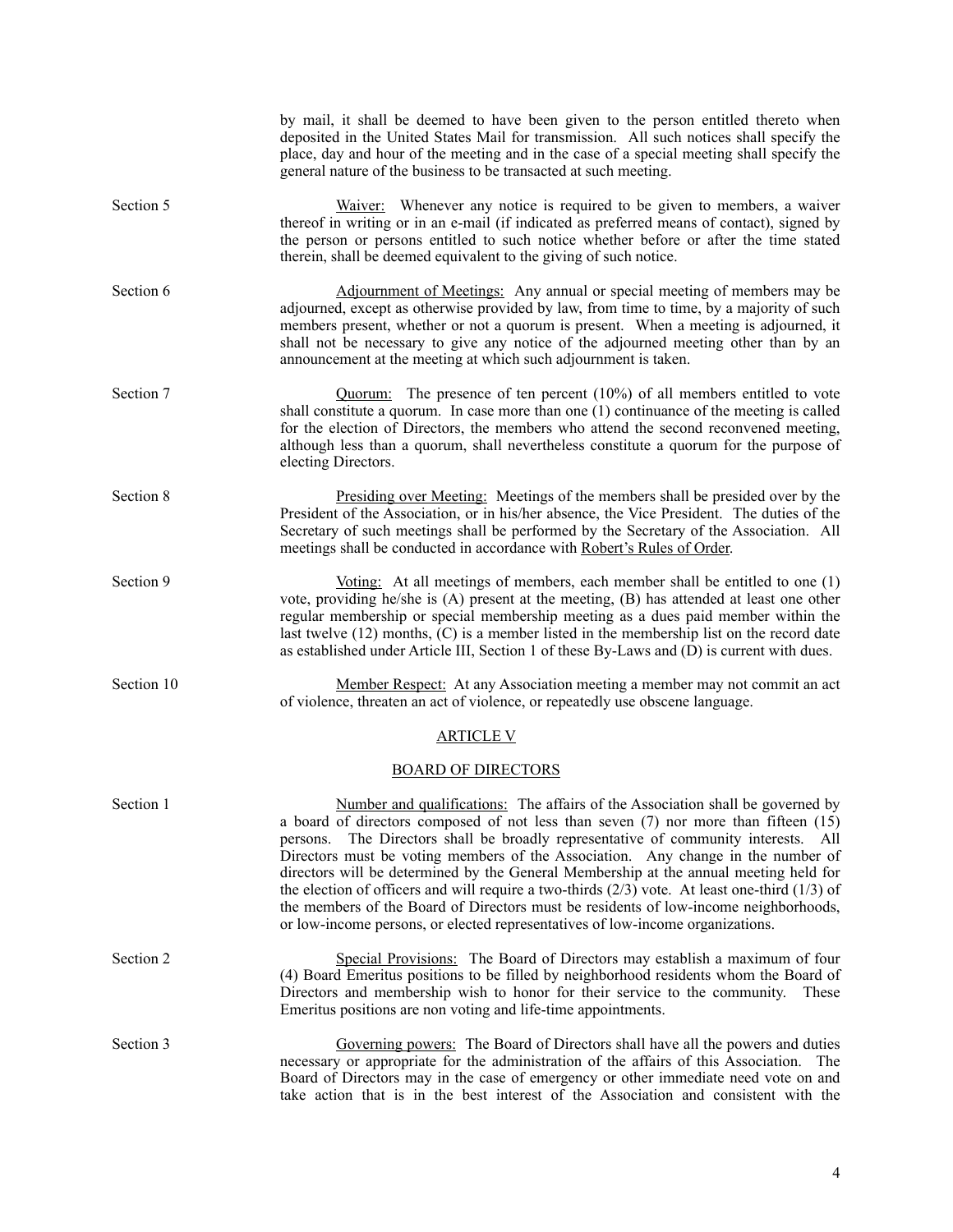by mail, it shall be deemed to have been given to the person entitled thereto when deposited in the United States Mail for transmission. All such notices shall specify the place, day and hour of the meeting and in the case of a special meeting shall specify the general nature of the business to be transacted at such meeting.

Section 5 Waiver: Whenever any notice is required to be given to members, a waiver thereof in writing or in an e-mail (if indicated as preferred means of contact), signed by the person or persons entitled to such notice whether before or after the time stated therein, shall be deemed equivalent to the giving of such notice.

Section 6 Adjournment of Meetings: Any annual or special meeting of members may be adjourned, except as otherwise provided by law, from time to time, by a majority of such members present, whether or not a quorum is present. When a meeting is adjourned, it shall not be necessary to give any notice of the adjourned meeting other than by an announcement at the meeting at which such adjournment is taken.

Section 7 Quorum: The presence of ten percent (10%) of all members entitled to vote shall constitute a quorum. In case more than one (1) continuance of the meeting is called for the election of Directors, the members who attend the second reconvened meeting, although less than a quorum, shall nevertheless constitute a quorum for the purpose of electing Directors.

Section 8 Presiding over Meeting: Meetings of the members shall be presided over by the President of the Association, or in his/her absence, the Vice President. The duties of the Secretary of such meetings shall be performed by the Secretary of the Association. All meetings shall be conducted in accordance with Robert's Rules of Order.

Section 9 Voting: At all meetings of members, each member shall be entitled to one (1) vote, providing he/she is (A) present at the meeting, (B) has attended at least one other regular membership or special membership meeting as a dues paid member within the last twelve (12) months, (C) is a member listed in the membership list on the record date as established under Article III, Section 1 of these By-Laws and (D) is current with dues.

Section 10 Member Respect: At any Association meeting a member may not commit an act of violence, threaten an act of violence, or repeatedly use obscene language.

## ARTICLE V

## BOARD OF DIRECTORS

Section 1 Number and qualifications: The affairs of the Association shall be governed by a board of directors composed of not less than seven (7) nor more than fifteen (15) persons. The Directors shall be broadly representative of community interests. All Directors must be voting members of the Association. Any change in the number of directors will be determined by the General Membership at the annual meeting held for the election of officers and will require a two-thirds (2/3) vote. At least one-third (1/3) of the members of the Board of Directors must be residents of low-income neighborhoods, or low-income persons, or elected representatives of low-income organizations.

Section 2 Special Provisions: The Board of Directors may establish a maximum of four (4) Board Emeritus positions to be filled by neighborhood residents whom the Board of Directors and membership wish to honor for their service to the community. These Emeritus positions are non voting and life-time appointments.

Section 3 Governing powers: The Board of Directors shall have all the powers and duties necessary or appropriate for the administration of the affairs of this Association. The Board of Directors may in the case of emergency or other immediate need vote on and take action that is in the best interest of the Association and consistent with the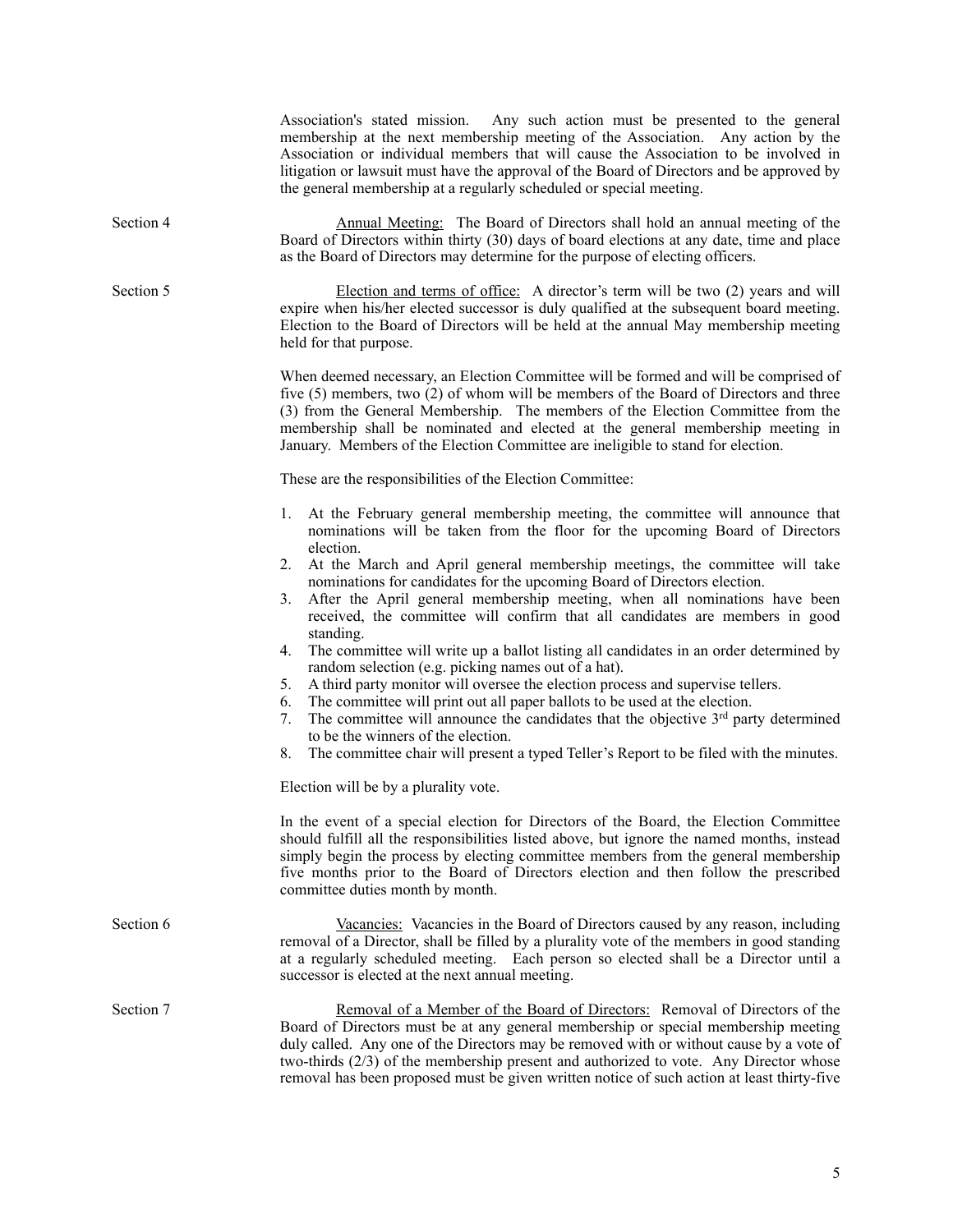Association's stated mission. Any such action must be presented to the general membership at the next membership meeting of the Association. Any action by the Association or individual members that will cause the Association to be involved in litigation or lawsuit must have the approval of the Board of Directors and be approved by the general membership at a regularly scheduled or special meeting.

Section 4 — Annual Meeting: The Board of Directors shall hold an annual meeting of the Board of Directors within thirty (30) days of board elections at any date, time and place as the Board of Directors may determine for the purpose of electing officers.

Section 5 — Election and terms of office: A director's term will be two (2) years and will expire when his/her elected successor is duly qualified at the subsequent board meeting. Election to the Board of Directors will be held at the annual May membership meeting held for that purpose.

When deemed necessary, an Election Committee will be formed and will be comprised of five (5) members, two (2) of whom will be members of the Board of Directors and three (3) from the General Membership. The members of the Election Committee from the membership shall be nominated and elected at the general membership meeting in January. Members of the Election Committee are ineligible to stand for election.

These are the responsibilities of the Election Committee:

1. At the February general membership meeting, the committee will announce that nominations will be taken from the floor for the upcoming Board of Directors election.
2. At the March and April general membership meetings, the committee will take nominations for candidates for the upcoming Board of Directors election.
3. After the April general membership meeting, when all nominations have been received, the committee will confirm that all candidates are members in good standing.
4. The committee will write up a ballot listing all candidates in an order determined by random selection (e.g. picking names out of a hat).
5. A third party monitor will oversee the election process and supervise tellers.
6. The committee will print out all paper ballots to be used at the election.
7. The committee will announce the candidates that the objective 3rd party determined to be the winners of the election.
8. The committee chair will present a typed Teller's Report to be filed with the minutes.

Election will be by a plurality vote.

In the event of a special election for Directors of the Board, the Election Committee should fulfill all the responsibilities listed above, but ignore the named months, instead simply begin the process by electing committee members from the general membership five months prior to the Board of Directors election and then follow the prescribed committee duties month by month.

Section 6 — Vacancies: Vacancies in the Board of Directors caused by any reason, including removal of a Director, shall be filled by a plurality vote of the members in good standing at a regularly scheduled meeting. Each person so elected shall be a Director until a successor is elected at the next annual meeting.

Section 7 — Removal of a Member of the Board of Directors: Removal of Directors of the Board of Directors must be at any general membership or special membership meeting duly called. Any one of the Directors may be removed with or without cause by a vote of two-thirds (2/3) of the membership present and authorized to vote. Any Director whose removal has been proposed must be given written notice of such action at least thirty-five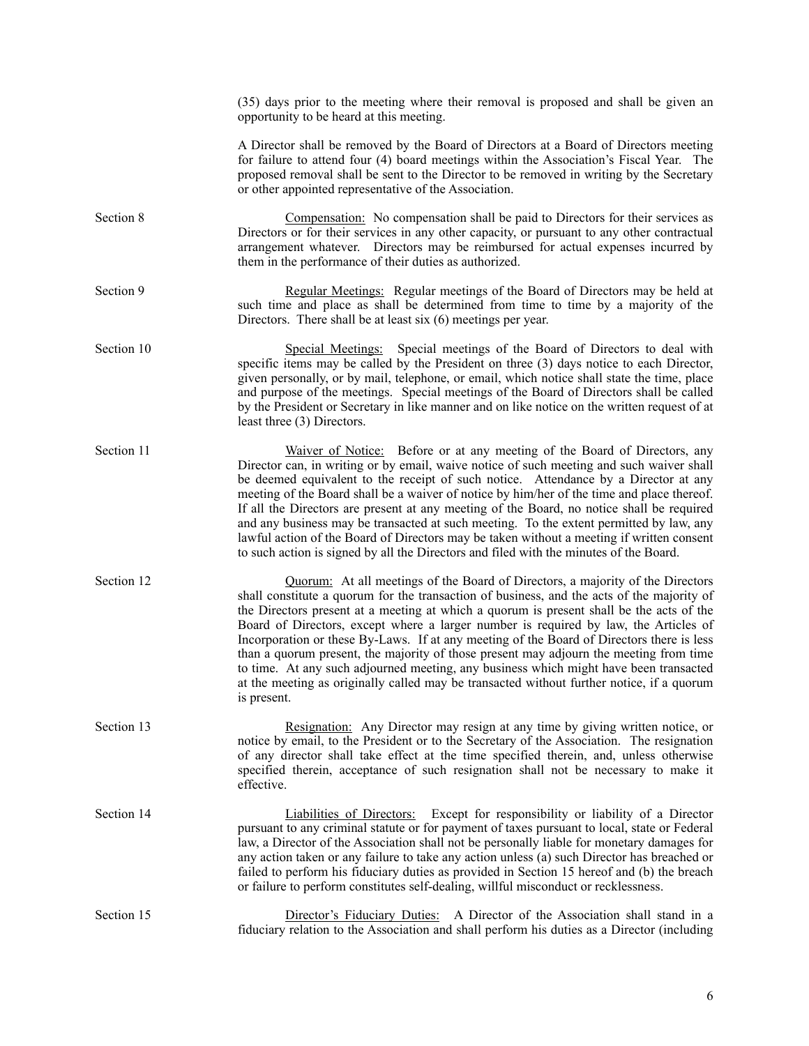(35) days prior to the meeting where their removal is proposed and shall be given an opportunity to be heard at this meeting.

A Director shall be removed by the Board of Directors at a Board of Directors meeting for failure to attend four (4) board meetings within the Association's Fiscal Year. The proposed removal shall be sent to the Director to be removed in writing by the Secretary or other appointed representative of the Association.

Section 8 — Compensation: No compensation shall be paid to Directors for their services as Directors or for their services in any other capacity, or pursuant to any other contractual arrangement whatever. Directors may be reimbursed for actual expenses incurred by them in the performance of their duties as authorized.

Section 9 — Regular Meetings: Regular meetings of the Board of Directors may be held at such time and place as shall be determined from time to time by a majority of the Directors. There shall be at least six (6) meetings per year.

Section 10 — Special Meetings: Special meetings of the Board of Directors to deal with specific items may be called by the President on three (3) days notice to each Director, given personally, or by mail, telephone, or email, which notice shall state the time, place and purpose of the meetings. Special meetings of the Board of Directors shall be called by the President or Secretary in like manner and on like notice on the written request of at least three (3) Directors.

Section 11 — Waiver of Notice: Before or at any meeting of the Board of Directors, any Director can, in writing or by email, waive notice of such meeting and such waiver shall be deemed equivalent to the receipt of such notice. Attendance by a Director at any meeting of the Board shall be a waiver of notice by him/her of the time and place thereof. If all the Directors are present at any meeting of the Board, no notice shall be required and any business may be transacted at such meeting. To the extent permitted by law, any lawful action of the Board of Directors may be taken without a meeting if written consent to such action is signed by all the Directors and filed with the minutes of the Board.

Section 12 — Quorum: At all meetings of the Board of Directors, a majority of the Directors shall constitute a quorum for the transaction of business, and the acts of the majority of the Directors present at a meeting at which a quorum is present shall be the acts of the Board of Directors, except where a larger number is required by law, the Articles of Incorporation or these By-Laws. If at any meeting of the Board of Directors there is less than a quorum present, the majority of those present may adjourn the meeting from time to time. At any such adjourned meeting, any business which might have been transacted at the meeting as originally called may be transacted without further notice, if a quorum is present.

Section 13 — Resignation: Any Director may resign at any time by giving written notice, or notice by email, to the President or to the Secretary of the Association. The resignation of any director shall take effect at the time specified therein, and, unless otherwise specified therein, acceptance of such resignation shall not be necessary to make it effective.

Section 14 — Liabilities of Directors: Except for responsibility or liability of a Director pursuant to any criminal statute or for payment of taxes pursuant to local, state or Federal law, a Director of the Association shall not be personally liable for monetary damages for any action taken or any failure to take any action unless (a) such Director has breached or failed to perform his fiduciary duties as provided in Section 15 hereof and (b) the breach or failure to perform constitutes self-dealing, willful misconduct or recklessness.

Section 15 — Director's Fiduciary Duties: A Director of the Association shall stand in a fiduciary relation to the Association and shall perform his duties as a Director (including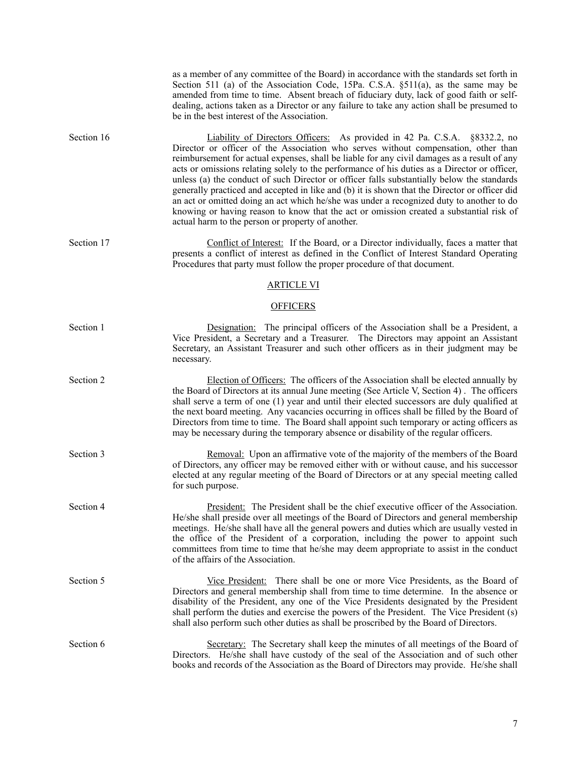as a member of any committee of the Board) in accordance with the standards set forth in Section 511 (a) of the Association Code, 15Pa. C.S.A. §511(a), as the same may be amended from time to time. Absent breach of fiduciary duty, lack of good faith or self-dealing, actions taken as a Director or any failure to take any action shall be presumed to be in the best interest of the Association.

Section 16 — Liability of Directors Officers: As provided in 42 Pa. C.S.A. §8332.2, no Director or officer of the Association who serves without compensation, other than reimbursement for actual expenses, shall be liable for any civil damages as a result of any acts or omissions relating solely to the performance of his duties as a Director or officer, unless (a) the conduct of such Director or officer falls substantially below the standards generally practiced and accepted in like and (b) it is shown that the Director or officer did an act or omitted doing an act which he/she was under a recognized duty to another to do knowing or having reason to know that the act or omission created a substantial risk of actual harm to the person or property of another.

Section 17 — Conflict of Interest: If the Board, or a Director individually, faces a matter that presents a conflict of interest as defined in the Conflict of Interest Standard Operating Procedures that party must follow the proper procedure of that document.

## ARTICLE VI

## OFFICERS

Section 1 — Designation: The principal officers of the Association shall be a President, a Vice President, a Secretary and a Treasurer. The Directors may appoint an Assistant Secretary, an Assistant Treasurer and such other officers as in their judgment may be necessary.

Section 2 — Election of Officers: The officers of the Association shall be elected annually by the Board of Directors at its annual June meeting (See Article V, Section 4) . The officers shall serve a term of one (1) year and until their elected successors are duly qualified at the next board meeting. Any vacancies occurring in offices shall be filled by the Board of Directors from time to time. The Board shall appoint such temporary or acting officers as may be necessary during the temporary absence or disability of the regular officers.

Section 3 — Removal: Upon an affirmative vote of the majority of the members of the Board of Directors, any officer may be removed either with or without cause, and his successor elected at any regular meeting of the Board of Directors or at any special meeting called for such purpose.

Section 4 — President: The President shall be the chief executive officer of the Association. He/she shall preside over all meetings of the Board of Directors and general membership meetings. He/she shall have all the general powers and duties which are usually vested in the office of the President of a corporation, including the power to appoint such committees from time to time that he/she may deem appropriate to assist in the conduct of the affairs of the Association.

Section 5 — Vice President: There shall be one or more Vice Presidents, as the Board of Directors and general membership shall from time to time determine. In the absence or disability of the President, any one of the Vice Presidents designated by the President shall perform the duties and exercise the powers of the President. The Vice President (s) shall also perform such other duties as shall be proscribed by the Board of Directors.

Section 6 — Secretary: The Secretary shall keep the minutes of all meetings of the Board of Directors. He/she shall have custody of the seal of the Association and of such other books and records of the Association as the Board of Directors may provide. He/she shall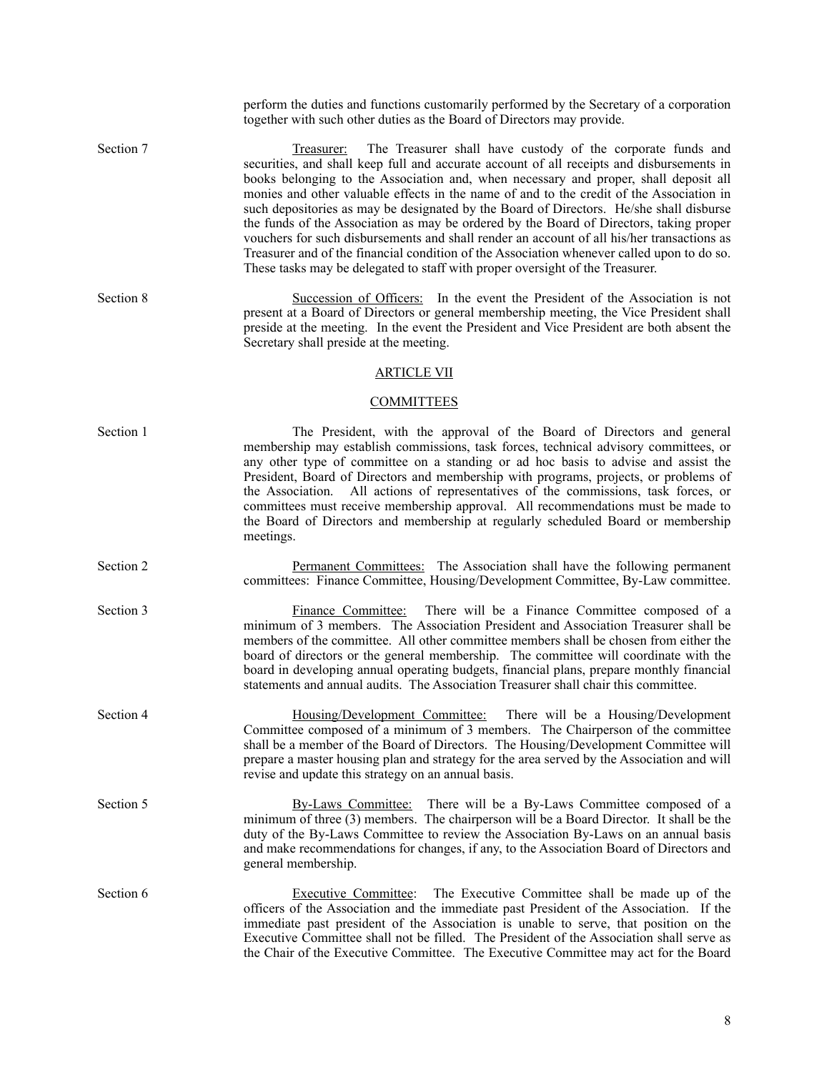perform the duties and functions customarily performed by the Secretary of a corporation together with such other duties as the Board of Directors may provide.

Section 7 Treasurer: The Treasurer shall have custody of the corporate funds and securities, and shall keep full and accurate account of all receipts and disbursements in books belonging to the Association and, when necessary and proper, shall deposit all monies and other valuable effects in the name of and to the credit of the Association in such depositories as may be designated by the Board of Directors. He/she shall disburse the funds of the Association as may be ordered by the Board of Directors, taking proper vouchers for such disbursements and shall render an account of all his/her transactions as Treasurer and of the financial condition of the Association whenever called upon to do so. These tasks may be delegated to staff with proper oversight of the Treasurer.

Section 8 Succession of Officers: In the event the President of the Association is not present at a Board of Directors or general membership meeting, the Vice President shall preside at the meeting. In the event the President and Vice President are both absent the Secretary shall preside at the meeting.

## ARTICLE VII

## COMMITTEES

Section 1 The President, with the approval of the Board of Directors and general membership may establish commissions, task forces, technical advisory committees, or any other type of committee on a standing or ad hoc basis to advise and assist the President, Board of Directors and membership with programs, projects, or problems of the Association. All actions of representatives of the commissions, task forces, or committees must receive membership approval. All recommendations must be made to the Board of Directors and membership at regularly scheduled Board or membership meetings.

Section 2 Permanent Committees: The Association shall have the following permanent committees: Finance Committee, Housing/Development Committee, By-Law committee.

Section 3 Finance Committee: There will be a Finance Committee composed of a minimum of 3 members. The Association President and Association Treasurer shall be members of the committee. All other committee members shall be chosen from either the board of directors or the general membership. The committee will coordinate with the board in developing annual operating budgets, financial plans, prepare monthly financial statements and annual audits. The Association Treasurer shall chair this committee.

Section 4 Housing/Development Committee: There will be a Housing/Development Committee composed of a minimum of 3 members. The Chairperson of the committee shall be a member of the Board of Directors. The Housing/Development Committee will prepare a master housing plan and strategy for the area served by the Association and will revise and update this strategy on an annual basis.

Section 5 By-Laws Committee: There will be a By-Laws Committee composed of a minimum of three (3) members. The chairperson will be a Board Director. It shall be the duty of the By-Laws Committee to review the Association By-Laws on an annual basis and make recommendations for changes, if any, to the Association Board of Directors and general membership.

Section 6 Executive Committee: The Executive Committee shall be made up of the officers of the Association and the immediate past President of the Association. If the immediate past president of the Association is unable to serve, that position on the Executive Committee shall not be filled. The President of the Association shall serve as the Chair of the Executive Committee. The Executive Committee may act for the Board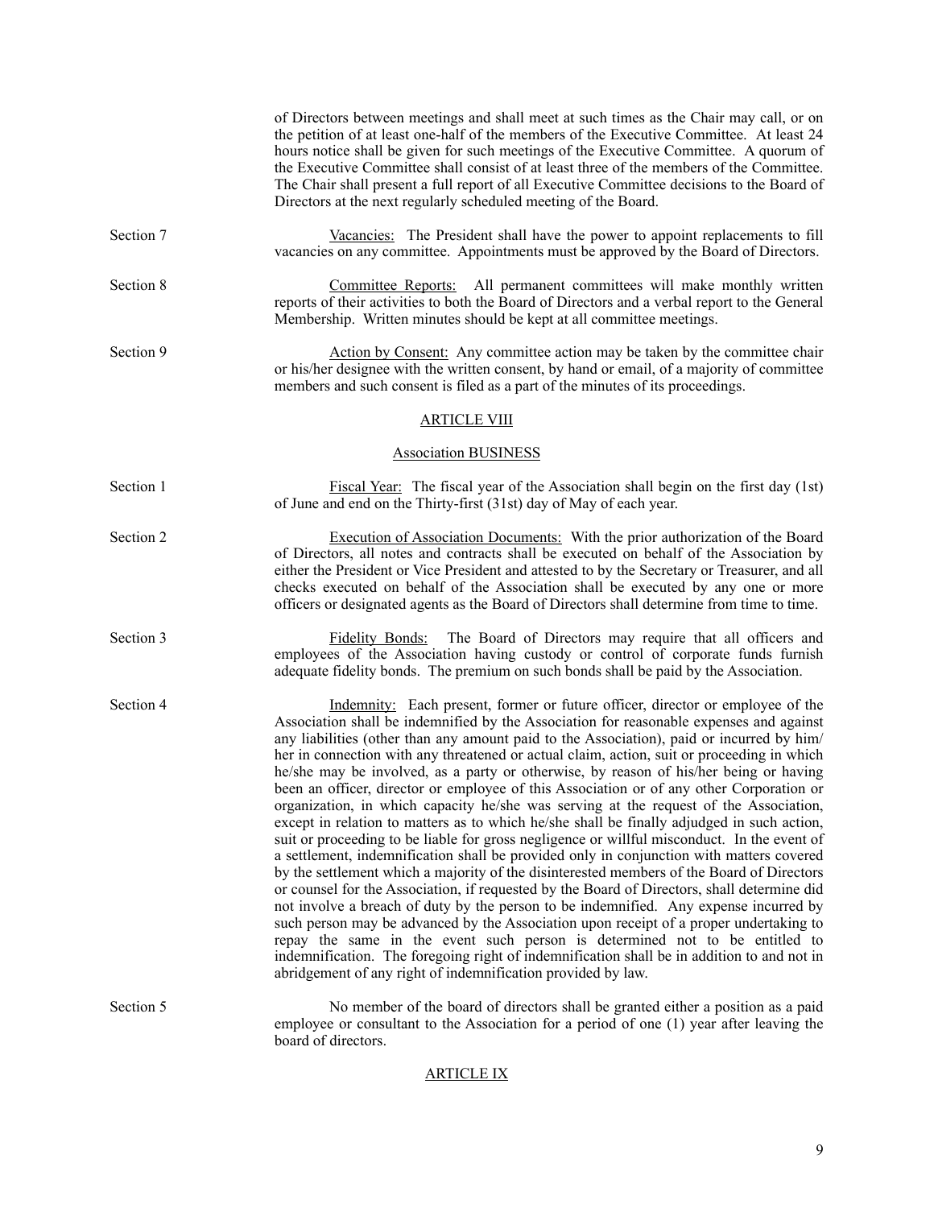of Directors between meetings and shall meet at such times as the Chair may call, or on the petition of at least one-half of the members of the Executive Committee. At least 24 hours notice shall be given for such meetings of the Executive Committee. A quorum of the Executive Committee shall consist of at least three of the members of the Committee. The Chair shall present a full report of all Executive Committee decisions to the Board of Directors at the next regularly scheduled meeting of the Board.

Section 7 — Vacancies: The President shall have the power to appoint replacements to fill vacancies on any committee. Appointments must be approved by the Board of Directors.

Section 8 — Committee Reports: All permanent committees will make monthly written reports of their activities to both the Board of Directors and a verbal report to the General Membership. Written minutes should be kept at all committee meetings.

Section 9 — Action by Consent: Any committee action may be taken by the committee chair or his/her designee with the written consent, by hand or email, of a majority of committee members and such consent is filed as a part of the minutes of its proceedings.

## ARTICLE VIII

## Association BUSINESS

Section 1 — Fiscal Year: The fiscal year of the Association shall begin on the first day (1st) of June and end on the Thirty-first (31st) day of May of each year.

Section 2 — Execution of Association Documents: With the prior authorization of the Board of Directors, all notes and contracts shall be executed on behalf of the Association by either the President or Vice President and attested to by the Secretary or Treasurer, and all checks executed on behalf of the Association shall be executed by any one or more officers or designated agents as the Board of Directors shall determine from time to time.

Section 3 — Fidelity Bonds: The Board of Directors may require that all officers and employees of the Association having custody or control of corporate funds furnish adequate fidelity bonds. The premium on such bonds shall be paid by the Association.

Section 4 — Indemnity: Each present, former or future officer, director or employee of the Association shall be indemnified by the Association for reasonable expenses and against any liabilities (other than any amount paid to the Association), paid or incurred by him/her in connection with any threatened or actual claim, action, suit or proceeding in which he/she may be involved, as a party or otherwise, by reason of his/her being or having been an officer, director or employee of this Association or of any other Corporation or organization, in which capacity he/she was serving at the request of the Association, except in relation to matters as to which he/she shall be finally adjudged in such action, suit or proceeding to be liable for gross negligence or willful misconduct. In the event of a settlement, indemnification shall be provided only in conjunction with matters covered by the settlement which a majority of the disinterested members of the Board of Directors or counsel for the Association, if requested by the Board of Directors, shall determine did not involve a breach of duty by the person to be indemnified. Any expense incurred by such person may be advanced by the Association upon receipt of a proper undertaking to repay the same in the event such person is determined not to be entitled to indemnification. The foregoing right of indemnification shall be in addition to and not in abridgement of any right of indemnification provided by law.

Section 5 — No member of the board of directors shall be granted either a position as a paid employee or consultant to the Association for a period of one (1) year after leaving the board of directors.

## ARTICLE IX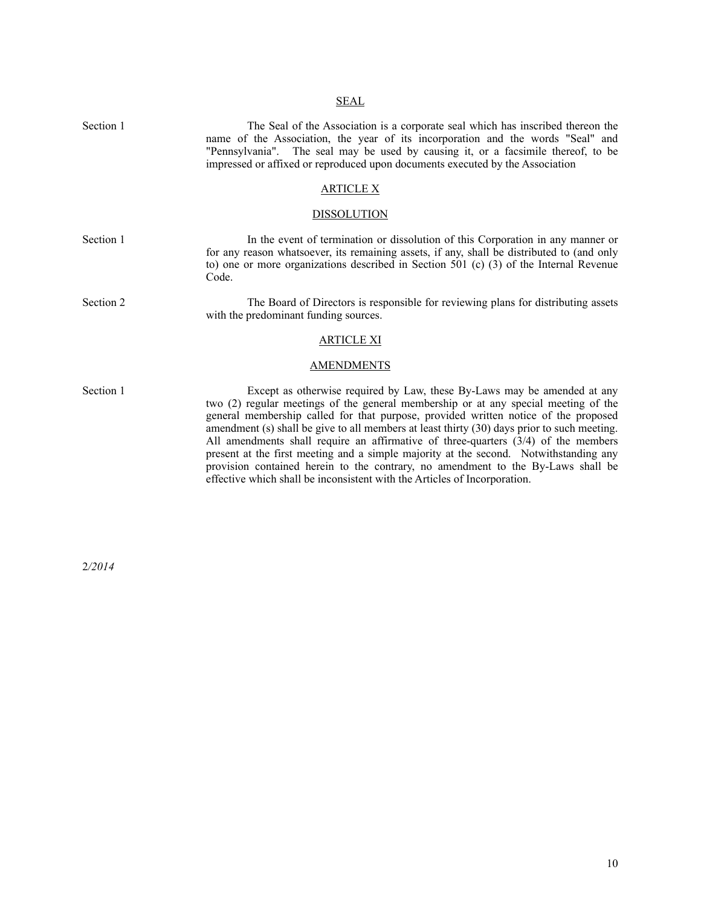## SEAL

Section 1

The Seal of the Association is a corporate seal which has inscribed thereon the name of the Association, the year of its incorporation and the words "Seal" and "Pennsylvania". The seal may be used by causing it, or a facsimile thereof, to be impressed or affixed or reproduced upon documents executed by the Association

## ARTICLE X

## DISSOLUTION

Section 1

In the event of termination or dissolution of this Corporation in any manner or for any reason whatsoever, its remaining assets, if any, shall be distributed to (and only to) one or more organizations described in Section 501 (c) (3) of the Internal Revenue Code.

Section 2

The Board of Directors is responsible for reviewing plans for distributing assets with the predominant funding sources.

## ARTICLE XI

## AMENDMENTS

Section 1

Except as otherwise required by Law, these By-Laws may be amended at any two (2) regular meetings of the general membership or at any special meeting of the general membership called for that purpose, provided written notice of the proposed amendment (s) shall be give to all members at least thirty (30) days prior to such meeting. All amendments shall require an affirmative of three-quarters (3/4) of the members present at the first meeting and a simple majority at the second. Notwithstanding any provision contained herein to the contrary, no amendment to the By-Laws shall be effective which shall be inconsistent with the Articles of Incorporation.

2/2014